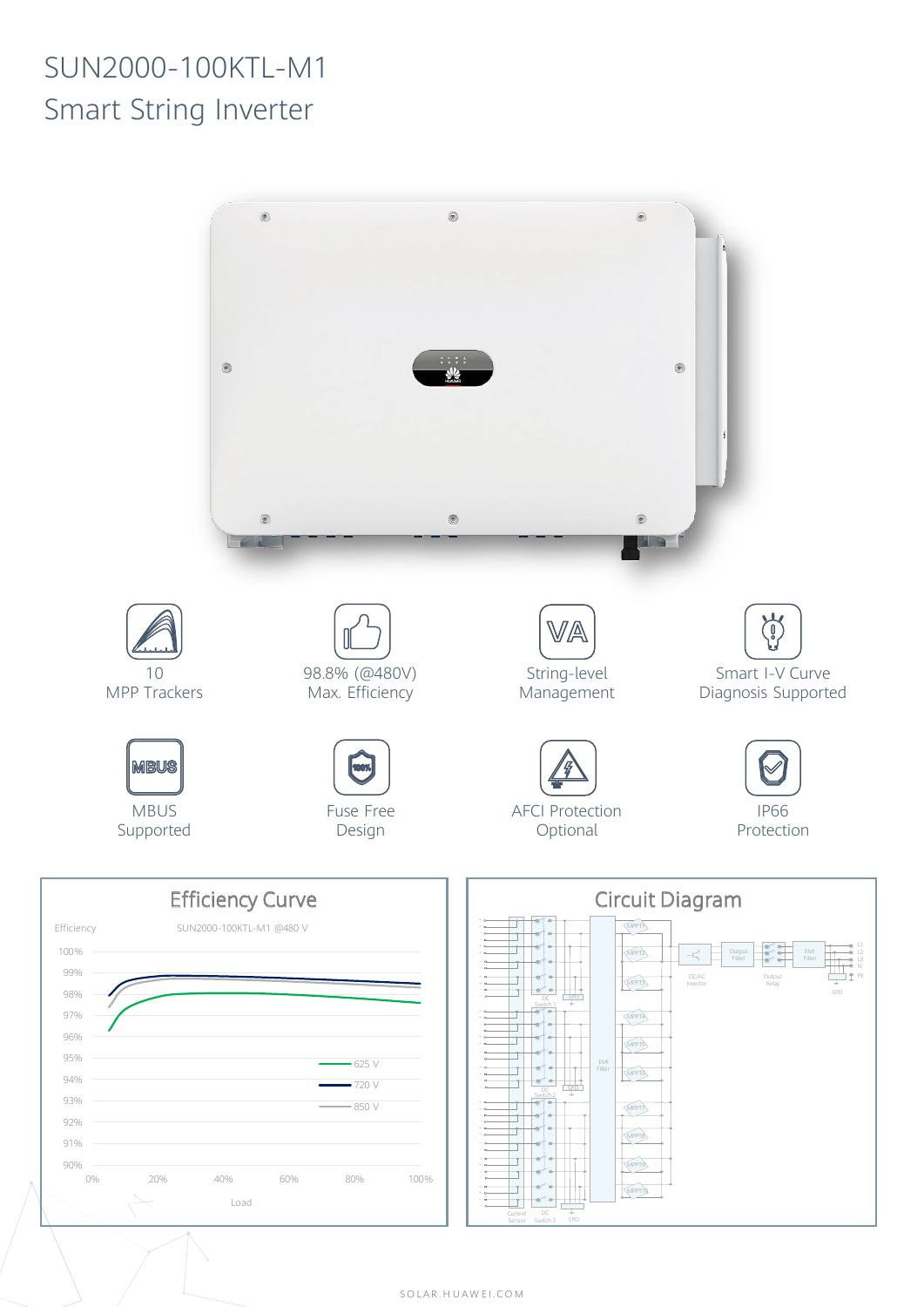# SUN2000-100KTL-M1
## Smart String Inverter

10
MPP Trackers

98.8% (@480V)
Max. Efficiency

String-level
Management

Smart I-V Curve
Diagnosis Supported

MBUS
Supported

Fuse Free
Design

AFCI Protection
Optional

IP66
Protection

### Efficiency Curve

Efficiency — SUN2000-100KTL-M1 @480 V

Legend: 625 V, 720 V, 850 V

Y-axis: 90% – 100%; X-axis: Load, 0% – 100%

### Circuit Diagram

Labels: MPPT1, MPPT2, MPPT3, MPPT4, MPPT5, MPPT6, MPPT7, MPPT8, MPPT9, MPPT10, DC Switch 1, DC Switch 2, DC Switch 3, SPD, Current Sensor, EMI Filter, DC/AC Inverter, Output Filter, Output Relay, EMI Filter, SPD, L1, L2, L3, N, PE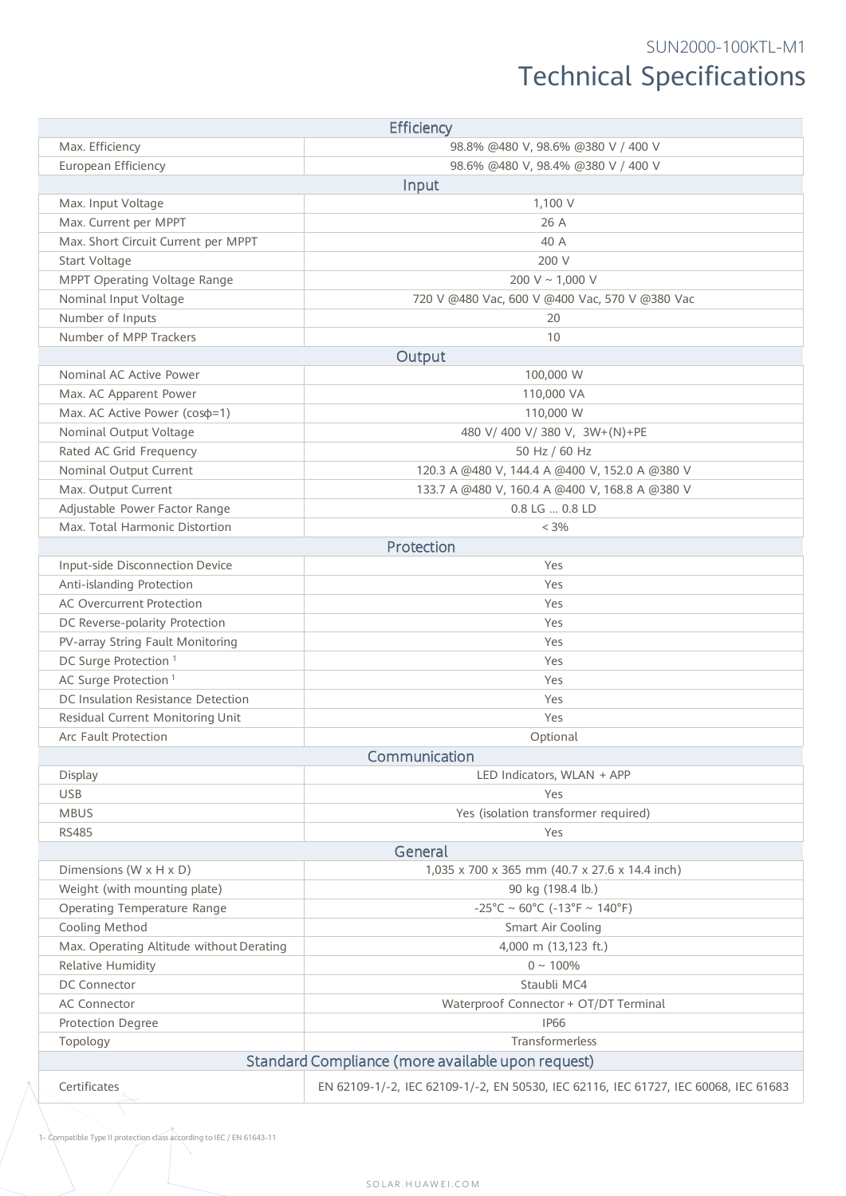SUN2000-100KTL-M1

# Technical Specifications

| | |
|---|---|
| **Efficiency** | |
| Max. Efficiency | 98.8% @480 V, 98.6% @380 V / 400 V |
| European Efficiency | 98.6% @480 V, 98.4% @380 V / 400 V |
| **Input** | |
| Max. Input Voltage | 1,100 V |
| Max. Current per MPPT | 26 A |
| Max. Short Circuit Current per MPPT | 40 A |
| Start Voltage | 200 V |
| MPPT Operating Voltage Range | 200 V ~ 1,000 V |
| Nominal Input Voltage | 720 V @480 Vac, 600 V @400 Vac, 570 V @380 Vac |
| Number of Inputs | 20 |
| Number of MPP Trackers | 10 |
| **Output** | |
| Nominal AC Active Power | 100,000 W |
| Max. AC Apparent Power | 110,000 VA |
| Max. AC Active Power (cosϕ=1) | 110,000 W |
| Nominal Output Voltage | 480 V/ 400 V/ 380 V, 3W+(N)+PE |
| Rated AC Grid Frequency | 50 Hz / 60 Hz |
| Nominal Output Current | 120.3 A @480 V, 144.4 A @400 V, 152.0 A @380 V |
| Max. Output Current | 133.7 A @480 V, 160.4 A @400 V, 168.8 A @380 V |
| Adjustable Power Factor Range | 0.8 LG ... 0.8 LD |
| Max. Total Harmonic Distortion | < 3% |
| **Protection** | |
| Input-side Disconnection Device | Yes |
| Anti-islanding Protection | Yes |
| AC Overcurrent Protection | Yes |
| DC Reverse-polarity Protection | Yes |
| PV-array String Fault Monitoring | Yes |
| DC Surge Protection [1] | Yes |
| AC Surge Protection [1] | Yes |
| DC Insulation Resistance Detection | Yes |
| Residual Current Monitoring Unit | Yes |
| Arc Fault Protection | Optional |
| **Communication** | |
| Display | LED Indicators, WLAN + APP |
| USB | Yes |
| MBUS | Yes (isolation transformer required) |
| RS485 | Yes |
| **General** | |
| Dimensions (W x H x D) | 1,035 x 700 x 365 mm (40.7 x 27.6 x 14.4 inch) |
| Weight (with mounting plate) | 90 kg (198.4 lb.) |
| Operating Temperature Range | -25°C ~ 60°C (-13°F ~ 140°F) |
| Cooling Method | Smart Air Cooling |
| Max. Operating Altitude without Derating | 4,000 m (13,123 ft.) |
| Relative Humidity | 0 ~ 100% |
| DC Connector | Staubli MC4 |
| AC Connector | Waterproof Connector + OT/DT Terminal |
| Protection Degree | IP66 |
| Topology | Transformerless |
| **Standard Compliance (more available upon request)** | |
| Certificates | EN 62109-1/-2, IEC 62109-1/-2, EN 50530, IEC 62116, IEC 61727, IEC 60068, IEC 61683 |

1- Compatible Type II protection class according to IEC / EN 61643-11

SOLAR.HUAWEI.COM